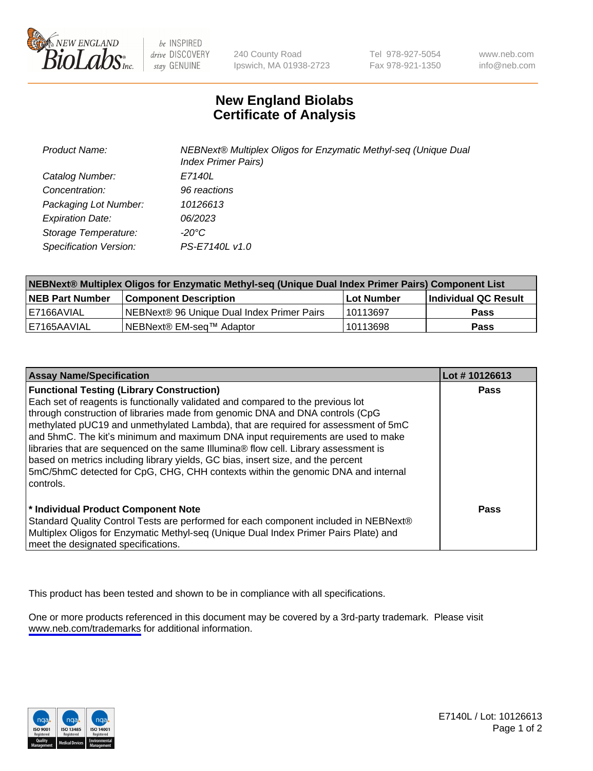# New England Biolabs
# Certificate of Analysis

| | |
|---|---|
| *Product Name:* | *NEBNext® Multiplex Oligos for Enzymatic Methyl-seq (Unique Dual Index Primer Pairs)* |
| *Catalog Number:* | *E7140L* |
| *Concentration:* | *96 reactions* |
| *Packaging Lot Number:* | *10126613* |
| *Expiration Date:* | *06/2023* |
| *Storage Temperature:* | *-20°C* |
| *Specification Version:* | *PS-E7140L v1.0* |

| NEBNext® Multiplex Oligos for Enzymatic Methyl-seq (Unique Dual Index Primer Pairs) Component List | | | |
|---|---|---|---|
| **NEB Part Number** | **Component Description** | **Lot Number** | **Individual QC Result** |
| E7166AVIAL | NEBNext® 96 Unique Dual Index Primer Pairs | 10113697 | **Pass** |
| E7165AAVIAL | NEBNext® EM-seq™ Adaptor | 10113698 | **Pass** |

| Assay Name/Specification | Lot # 10126613 |
|---|---|
| **Functional Testing (Library Construction)**<br>Each set of reagents is functionally validated and compared to the previous lot through construction of libraries made from genomic DNA and DNA controls (CpG methylated pUC19 and unmethylated Lambda), that are required for assessment of 5mC and 5hmC. The kit's minimum and maximum DNA input requirements are used to make libraries that are sequenced on the same Illumina® flow cell. Library assessment is based on metrics including library yields, GC bias, insert size, and the percent 5mC/5hmC detected for CpG, CHG, CHH contexts within the genomic DNA and internal controls. | **Pass** |
| **\* Individual Product Component Note**<br>Standard Quality Control Tests are performed for each component included in NEBNext® Multiplex Oligos for Enzymatic Methyl-seq (Unique Dual Index Primer Pairs Plate) and meet the designated specifications. | **Pass** |

This product has been tested and shown to be in compliance with all specifications.

One or more products referenced in this document may be covered by a 3rd-party trademark. Please visit www.neb.com/trademarks for additional information.

E7140L / Lot: 10126613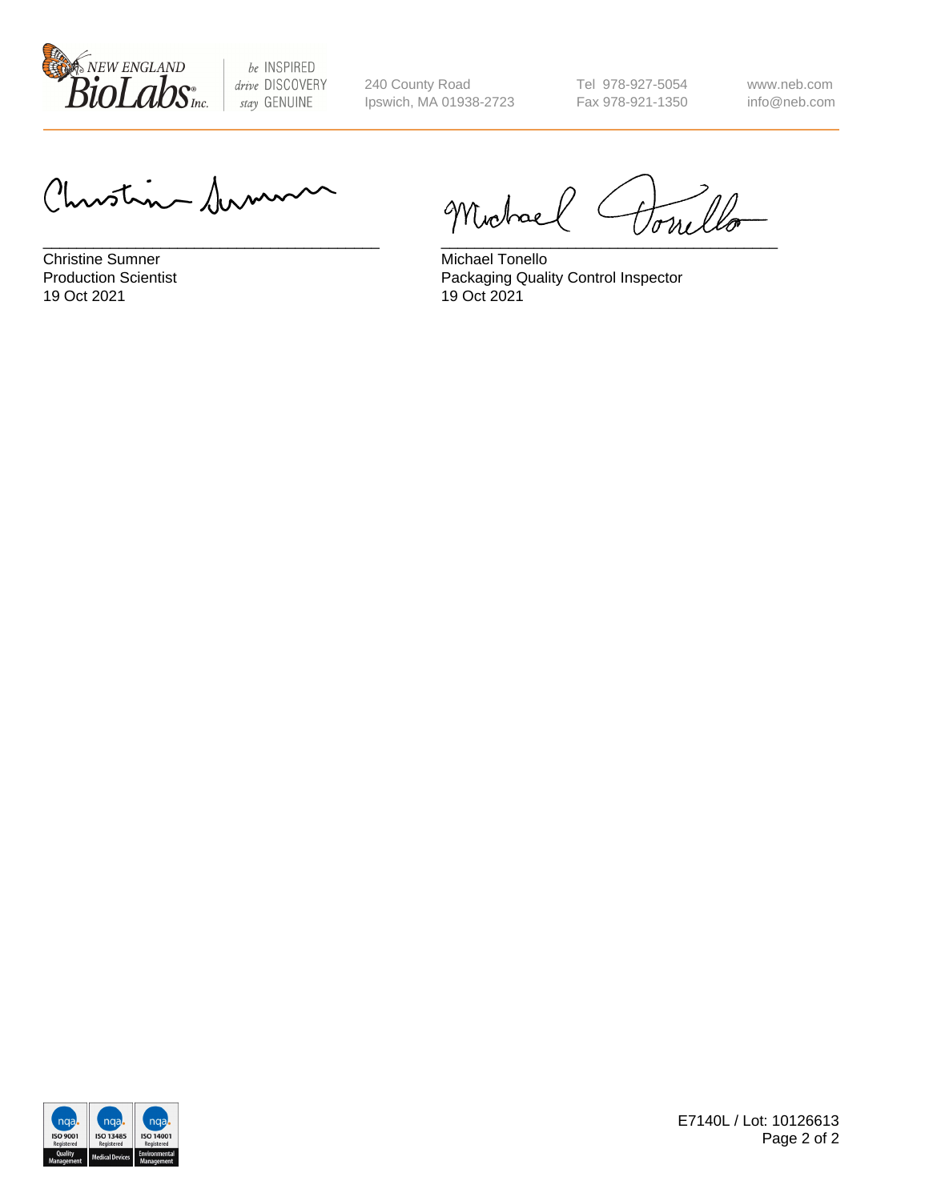New England BioLabs Inc. — be INSPIRED drive DISCOVERY stay GENUINE

240 County Road
Ipswich, MA 01938-2723

Tel 978-927-5054
Fax 978-921-1350

www.neb.com
info@neb.com

Christine Sumner
Production Scientist
19 Oct 2021

Michael Tonello
Packaging Quality Control Inspector
19 Oct 2021

nqa ISO 9001 Registered Quality Management | nqa ISO 13485 Registered Medical Devices | nqa ISO 14001 Registered Environmental Management

E7140L / Lot: 10126613